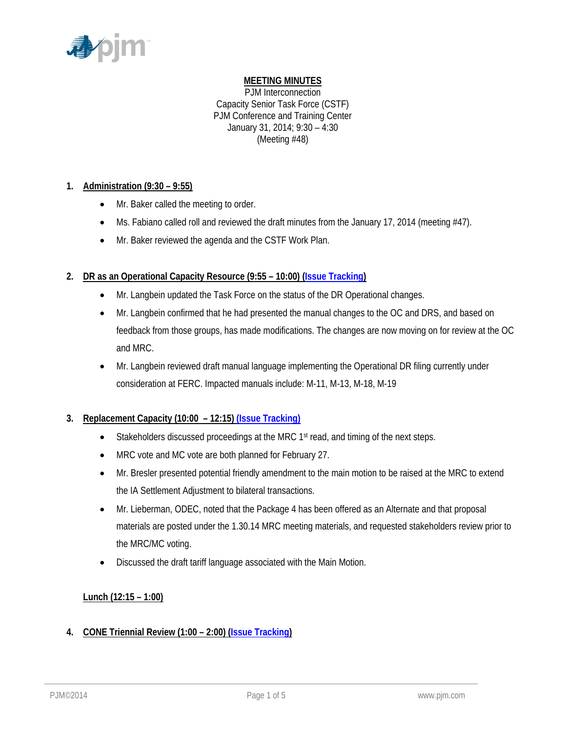**MEETING MINUTES**

PJM Interconnection
Capacity Senior Task Force (CSTF)
PJM Conference and Training Center
January 31, 2014; 9:30 – 4:30
(Meeting #48)

## 1. Administration (9:30 – 9:55)

- Mr. Baker called the meeting to order.
- Ms. Fabiano called roll and reviewed the draft minutes from the January 17, 2014 (meeting #47).
- Mr. Baker reviewed the agenda and the CSTF Work Plan.

## 2. DR as an Operational Capacity Resource (9:55 – 10:00) (Issue Tracking)

- Mr. Langbein updated the Task Force on the status of the DR Operational changes.
- Mr. Langbein confirmed that he had presented the manual changes to the OC and DRS, and based on feedback from those groups, has made modifications. The changes are now moving on for review at the OC and MRC.
- Mr. Langbein reviewed draft manual language implementing the Operational DR filing currently under consideration at FERC. Impacted manuals include: M-11, M-13, M-18, M-19

## 3. Replacement Capacity (10:00 – 12:15) (Issue Tracking)

- Stakeholders discussed proceedings at the MRC 1st read, and timing of the next steps.
- MRC vote and MC vote are both planned for February 27.
- Mr. Bresler presented potential friendly amendment to the main motion to be raised at the MRC to extend the IA Settlement Adjustment to bilateral transactions.
- Mr. Lieberman, ODEC, noted that the Package 4 has been offered as an Alternate and that proposal materials are posted under the 1.30.14 MRC meeting materials, and requested stakeholders review prior to the MRC/MC voting.
- Discussed the draft tariff language associated with the Main Motion.

**Lunch (12:15 – 1:00)**

## 4. CONE Triennial Review (1:00 – 2:00) (Issue Tracking)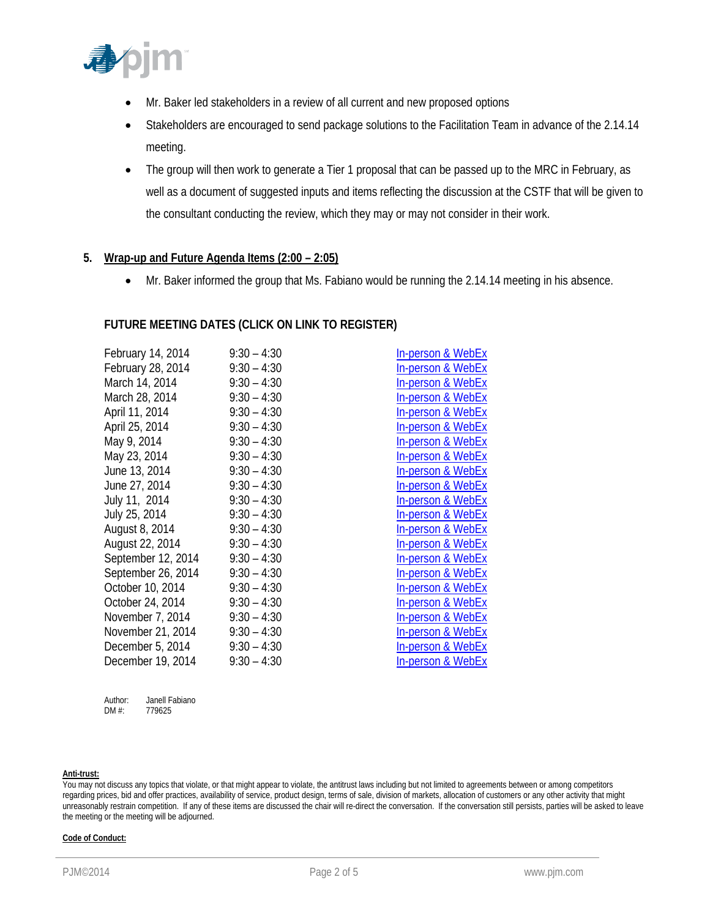- Mr. Baker led stakeholders in a review of all current and new proposed options
- Stakeholders are encouraged to send package solutions to the Facilitation Team in advance of the 2.14.14 meeting.
- The group will then work to generate a Tier 1 proposal that can be passed up to the MRC in February, as well as a document of suggested inputs and items reflecting the discussion at the CSTF that will be given to the consultant conducting the review, which they may or may not consider in their work.

**5. Wrap-up and Future Agenda Items (2:00 – 2:05)**

- Mr. Baker informed the group that Ms. Fabiano would be running the 2.14.14 meeting in his absence.

**FUTURE MEETING DATES (CLICK ON LINK TO REGISTER)**

| | | |
|---|---|---|
| February 14, 2014 | 9:30 – 4:30 | In-person & WebEx |
| February 28, 2014 | 9:30 – 4:30 | In-person & WebEx |
| March 14, 2014 | 9:30 – 4:30 | In-person & WebEx |
| March 28, 2014 | 9:30 – 4:30 | In-person & WebEx |
| April 11, 2014 | 9:30 – 4:30 | In-person & WebEx |
| April 25, 2014 | 9:30 – 4:30 | In-person & WebEx |
| May 9, 2014 | 9:30 – 4:30 | In-person & WebEx |
| May 23, 2014 | 9:30 – 4:30 | In-person & WebEx |
| June 13, 2014 | 9:30 – 4:30 | In-person & WebEx |
| June 27, 2014 | 9:30 – 4:30 | In-person & WebEx |
| July 11, 2014 | 9:30 – 4:30 | In-person & WebEx |
| July 25, 2014 | 9:30 – 4:30 | In-person & WebEx |
| August 8, 2014 | 9:30 – 4:30 | In-person & WebEx |
| August 22, 2014 | 9:30 – 4:30 | In-person & WebEx |
| September 12, 2014 | 9:30 – 4:30 | In-person & WebEx |
| September 26, 2014 | 9:30 – 4:30 | In-person & WebEx |
| October 10, 2014 | 9:30 – 4:30 | In-person & WebEx |
| October 24, 2014 | 9:30 – 4:30 | In-person & WebEx |
| November 7, 2014 | 9:30 – 4:30 | In-person & WebEx |
| November 21, 2014 | 9:30 – 4:30 | In-person & WebEx |
| December 5, 2014 | 9:30 – 4:30 | In-person & WebEx |
| December 19, 2014 | 9:30 – 4:30 | In-person & WebEx |

Author: Janell Fabiano
DM #: 779625

**Anti-trust:**
You may not discuss any topics that violate, or that might appear to violate, the antitrust laws including but not limited to agreements between or among competitors regarding prices, bid and offer practices, availability of service, product design, terms of sale, division of markets, allocation of customers or any other activity that might unreasonably restrain competition. If any of these items are discussed the chair will re-direct the conversation. If the conversation still persists, parties will be asked to leave the meeting or the meeting will be adjourned.

**Code of Conduct:**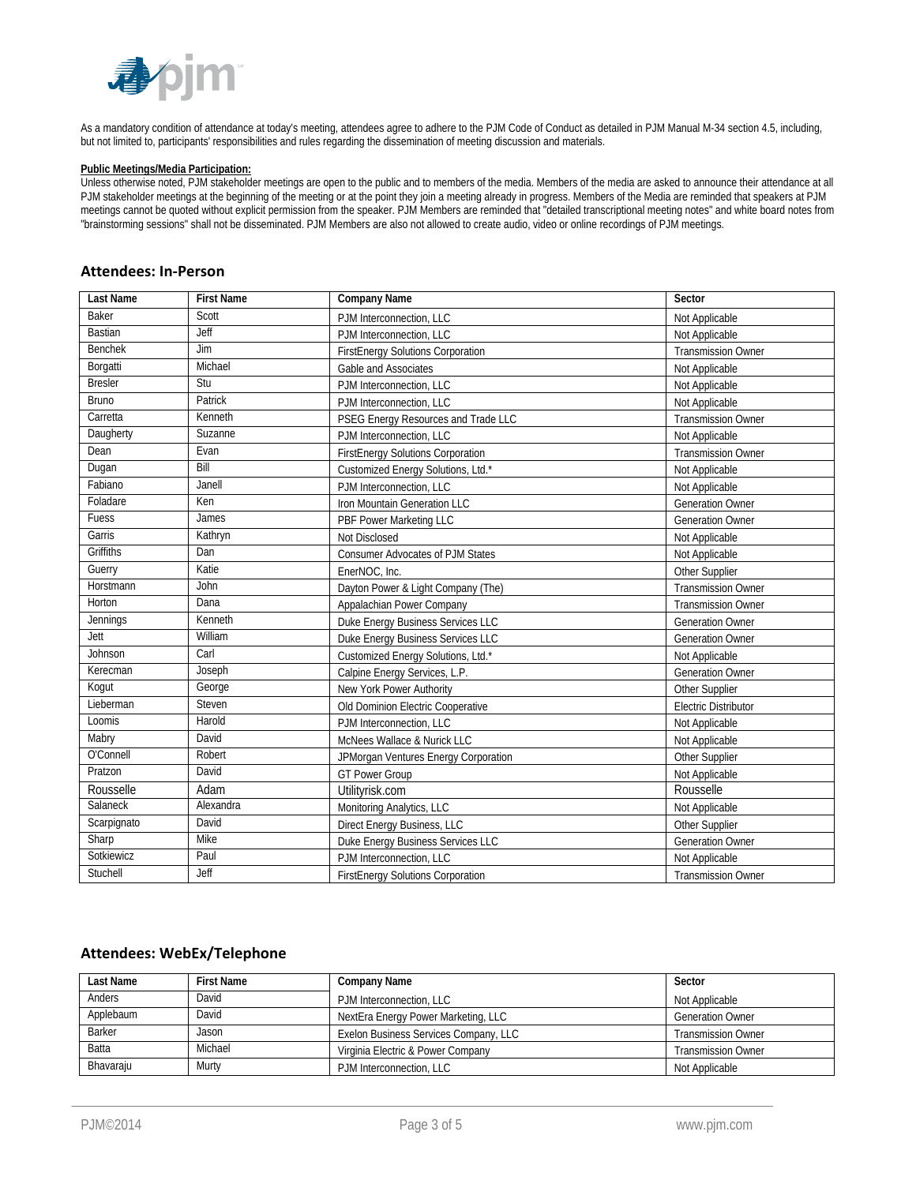As a mandatory condition of attendance at today's meeting, attendees agree to adhere to the PJM Code of Conduct as detailed in PJM Manual M-34 section 4.5, including, but not limited to, participants' responsibilities and rules regarding the dissemination of meeting discussion and materials.

**Public Meetings/Media Participation:**

Unless otherwise noted, PJM stakeholder meetings are open to the public and to members of the media. Members of the media are asked to announce their attendance at all PJM stakeholder meetings at the beginning of the meeting or at the point they join a meeting already in progress. Members of the Media are reminded that speakers at PJM meetings cannot be quoted without explicit permission from the speaker. PJM Members are reminded that "detailed transcriptional meeting notes" and white board notes from "brainstorming sessions" shall not be disseminated. PJM Members are also not allowed to create audio, video or online recordings of PJM meetings.

## Attendees: In-Person

| Last Name | First Name | Company Name | Sector |
|---|---|---|---|
| Baker | Scott | PJM Interconnection, LLC | Not Applicable |
| Bastian | Jeff | PJM Interconnection, LLC | Not Applicable |
| Benchek | Jim | FirstEnergy Solutions Corporation | Transmission Owner |
| Borgatti | Michael | Gable and Associates | Not Applicable |
| Bresler | Stu | PJM Interconnection, LLC | Not Applicable |
| Bruno | Patrick | PJM Interconnection, LLC | Not Applicable |
| Carretta | Kenneth | PSEG Energy Resources and Trade LLC | Transmission Owner |
| Daugherty | Suzanne | PJM Interconnection, LLC | Not Applicable |
| Dean | Evan | FirstEnergy Solutions Corporation | Transmission Owner |
| Dugan | Bill | Customized Energy Solutions, Ltd.* | Not Applicable |
| Fabiano | Janell | PJM Interconnection, LLC | Not Applicable |
| Foladare | Ken | Iron Mountain Generation LLC | Generation Owner |
| Fuess | James | PBF Power Marketing LLC | Generation Owner |
| Garris | Kathryn | Not Disclosed | Not Applicable |
| Griffiths | Dan | Consumer Advocates of PJM States | Not Applicable |
| Guerry | Katie | EnerNOC, Inc. | Other Supplier |
| Horstmann | John | Dayton Power & Light Company (The) | Transmission Owner |
| Horton | Dana | Appalachian Power Company | Transmission Owner |
| Jennings | Kenneth | Duke Energy Business Services LLC | Generation Owner |
| Jett | William | Duke Energy Business Services LLC | Generation Owner |
| Johnson | Carl | Customized Energy Solutions, Ltd.* | Not Applicable |
| Kerecman | Joseph | Calpine Energy Services, L.P. | Generation Owner |
| Kogut | George | New York Power Authority | Other Supplier |
| Lieberman | Steven | Old Dominion Electric Cooperative | Electric Distributor |
| Loomis | Harold | PJM Interconnection, LLC | Not Applicable |
| Mabry | David | McNees Wallace & Nurick LLC | Not Applicable |
| O'Connell | Robert | JPMorgan Ventures Energy Corporation | Other Supplier |
| Pratzon | David | GT Power Group | Not Applicable |
| Rousselle | Adam | Utilityrisk.com | Rousselle |
| Salaneck | Alexandra | Monitoring Analytics, LLC | Not Applicable |
| Scarpignato | David | Direct Energy Business, LLC | Other Supplier |
| Sharp | Mike | Duke Energy Business Services LLC | Generation Owner |
| Sotkiewicz | Paul | PJM Interconnection, LLC | Not Applicable |
| Stuchell | Jeff | FirstEnergy Solutions Corporation | Transmission Owner |

## Attendees: WebEx/Telephone

| Last Name | First Name | Company Name | Sector |
|---|---|---|---|
| Anders | David | PJM Interconnection, LLC | Not Applicable |
| Applebaum | David | NextEra Energy Power Marketing, LLC | Generation Owner |
| Barker | Jason | Exelon Business Services Company, LLC | Transmission Owner |
| Batta | Michael | Virginia Electric & Power Company | Transmission Owner |
| Bhavaraju | Murty | PJM Interconnection, LLC | Not Applicable |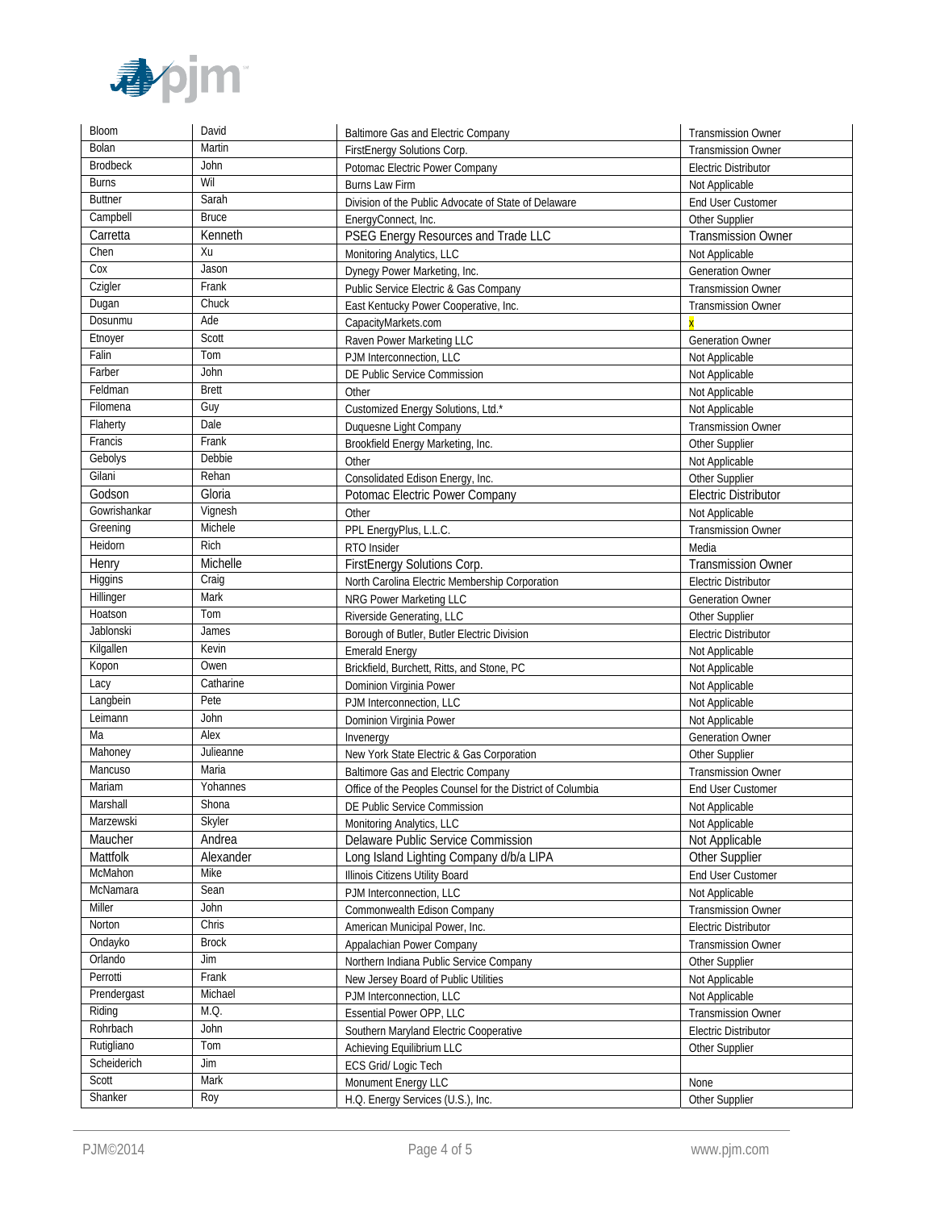| Bloom | David | Baltimore Gas and Electric Company | Transmission Owner |
|---|---|---|---|
| Bolan | Martin | FirstEnergy Solutions Corp. | Transmission Owner |
| Brodbeck | John | Potomac Electric Power Company | Electric Distributor |
| Burns | Wil | Burns Law Firm | Not Applicable |
| Buttner | Sarah | Division of the Public Advocate of State of Delaware | End User Customer |
| Campbell | Bruce | EnergyConnect, Inc. | Other Supplier |
| Carretta | Kenneth | PSEG Energy Resources and Trade LLC | Transmission Owner |
| Chen | Xu | Monitoring Analytics, LLC | Not Applicable |
| Cox | Jason | Dynegy Power Marketing, Inc. | Generation Owner |
| Czigler | Frank | Public Service Electric & Gas Company | Transmission Owner |
| Dugan | Chuck | East Kentucky Power Cooperative, Inc. | Transmission Owner |
| Dosunmu | Ade | CapacityMarkets.com | x |
| Etnoyer | Scott | Raven Power Marketing LLC | Generation Owner |
| Falin | Tom | PJM Interconnection, LLC | Not Applicable |
| Farber | John | DE Public Service Commission | Not Applicable |
| Feldman | Brett | Other | Not Applicable |
| Filomena | Guy | Customized Energy Solutions, Ltd.* | Not Applicable |
| Flaherty | Dale | Duquesne Light Company | Transmission Owner |
| Francis | Frank | Brookfield Energy Marketing, Inc. | Other Supplier |
| Gebolys | Debbie | Other | Not Applicable |
| Gilani | Rehan | Consolidated Edison Energy, Inc. | Other Supplier |
| Godson | Gloria | Potomac Electric Power Company | Electric Distributor |
| Gowrishankar | Vignesh | Other | Not Applicable |
| Greening | Michele | PPL EnergyPlus, L.L.C. | Transmission Owner |
| Heidorn | Rich | RTO Insider | Media |
| Henry | Michelle | FirstEnergy Solutions Corp. | Transmission Owner |
| Higgins | Craig | North Carolina Electric Membership Corporation | Electric Distributor |
| Hillinger | Mark | NRG Power Marketing LLC | Generation Owner |
| Hoatson | Tom | Riverside Generating, LLC | Other Supplier |
| Jablonski | James | Borough of Butler, Butler Electric Division | Electric Distributor |
| Kilgallen | Kevin | Emerald Energy | Not Applicable |
| Kopon | Owen | Brickfield, Burchett, Ritts, and Stone, PC | Not Applicable |
| Lacy | Catharine | Dominion Virginia Power | Not Applicable |
| Langbein | Pete | PJM Interconnection, LLC | Not Applicable |
| Leimann | John | Dominion Virginia Power | Not Applicable |
| Ma | Alex | Invenergy | Generation Owner |
| Mahoney | Julieanne | New York State Electric & Gas Corporation | Other Supplier |
| Mancuso | Maria | Baltimore Gas and Electric Company | Transmission Owner |
| Mariam | Yohannes | Office of the Peoples Counsel for the District of Columbia | End User Customer |
| Marshall | Shona | DE Public Service Commission | Not Applicable |
| Marzewski | Skyler | Monitoring Analytics, LLC | Not Applicable |
| Maucher | Andrea | Delaware Public Service Commission | Not Applicable |
| Mattfolk | Alexander | Long Island Lighting Company d/b/a LIPA | Other Supplier |
| McMahon | Mike | Illinois Citizens Utility Board | End User Customer |
| McNamara | Sean | PJM Interconnection, LLC | Not Applicable |
| Miller | John | Commonwealth Edison Company | Transmission Owner |
| Norton | Chris | American Municipal Power, Inc. | Electric Distributor |
| Ondayko | Brock | Appalachian Power Company | Transmission Owner |
| Orlando | Jim | Northern Indiana Public Service Company | Other Supplier |
| Perrotti | Frank | New Jersey Board of Public Utilities | Not Applicable |
| Prendergast | Michael | PJM Interconnection, LLC | Not Applicable |
| Riding | M.Q. | Essential Power OPP, LLC | Transmission Owner |
| Rohrbach | John | Southern Maryland Electric Cooperative | Electric Distributor |
| Rutigliano | Tom | Achieving Equilibrium LLC | Other Supplier |
| Scheiderich | Jim | ECS Grid/ Logic Tech | |
| Scott | Mark | Monument Energy LLC | None |
| Shanker | Roy | H.Q. Energy Services (U.S.), Inc. | Other Supplier |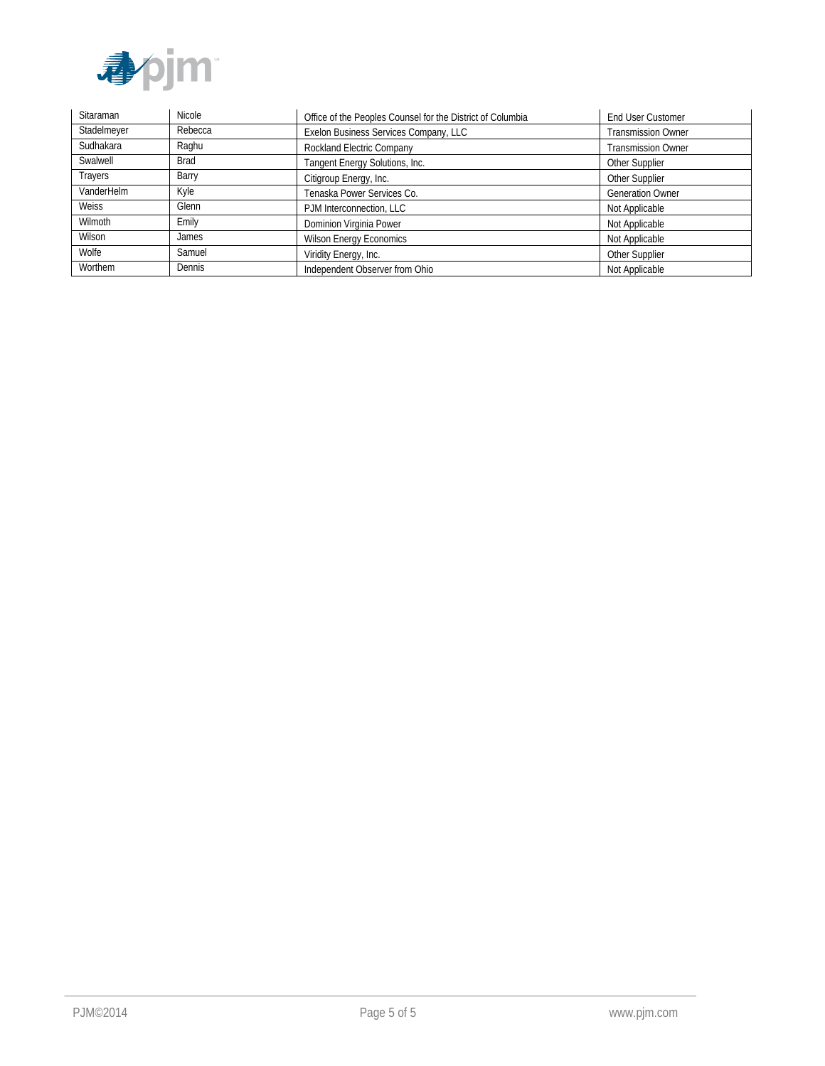| | | | |
|---|---|---|---|
| Sitaraman | Nicole | Office of the Peoples Counsel for the District of Columbia | End User Customer |
| Stadelmeyer | Rebecca | Exelon Business Services Company, LLC | Transmission Owner |
| Sudhakara | Raghu | Rockland Electric Company | Transmission Owner |
| Swalwell | Brad | Tangent Energy Solutions, Inc. | Other Supplier |
| Trayers | Barry | Citigroup Energy, Inc. | Other Supplier |
| VanderHelm | Kyle | Tenaska Power Services Co. | Generation Owner |
| Weiss | Glenn | PJM Interconnection, LLC | Not Applicable |
| Wilmoth | Emily | Dominion Virginia Power | Not Applicable |
| Wilson | James | Wilson Energy Economics | Not Applicable |
| Wolfe | Samuel | Viridity Energy, Inc. | Other Supplier |
| Worthem | Dennis | Independent Observer from Ohio | Not Applicable |